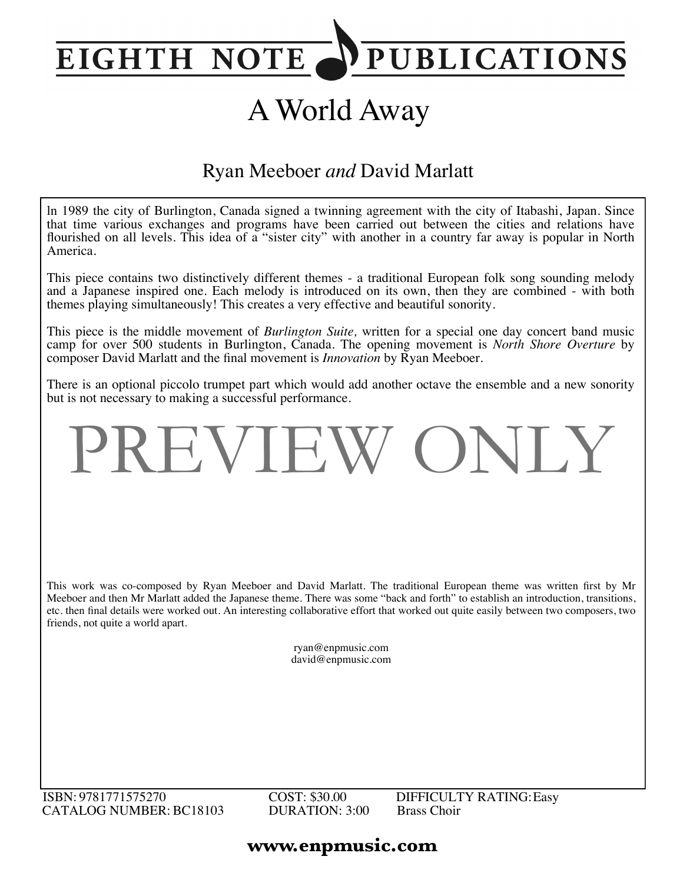# EIGHTH NOTE PUBLICATIONS

# A World Away

## Ryan Meeboer *and* David Marlatt

ln 1989 the city of Burlington, Canada signed a twinning agreement with the city of Itabashi, Japan. Since that time various exchanges and programs have been carried out between the cities and relations have flourished on all levels. This idea of a "sister city" with another in a country far away is popular in North America.

This piece contains two distinctively different themes - a traditional European folk song sounding melody and a Japanese inspired one. Each melody is introduced on its own, then they are combined - with both themes playing simultaneously! This creates a very effective and beautiful sonority.

This piece is the middle movement of *Burlington Suite,* written for a special one day concert band music camp for over 500 students in Burlington, Canada. The opening movement is *North Shore Overture* by composer David Marlatt and the final movement is *Innovation* by Ryan Meeboer.

There is an optional piccolo trumpet part which would add another octave the ensemble and a new sonority but is not necessary to making a successful performance.

PREVIEW ONLY

This work was co-composed by Ryan Meeboer and David Marlatt. The traditional European theme was written first by Mr Meeboer and then Mr Marlatt added the Japanese theme. There was some "back and forth" to establish an introduction, transitions, etc. then final details were worked out. An interesting collaborative effort that worked out quite easily between two composers, two friends, not quite a world apart.

ryan@enpmusic.com
david@enpmusic.com

ISBN: 9781771575270
CATALOG NUMBER: BC18103

COST: $30.00
DURATION: 3:00

DIFFICULTY RATING: Easy
Brass Choir

**www.enpmusic.com**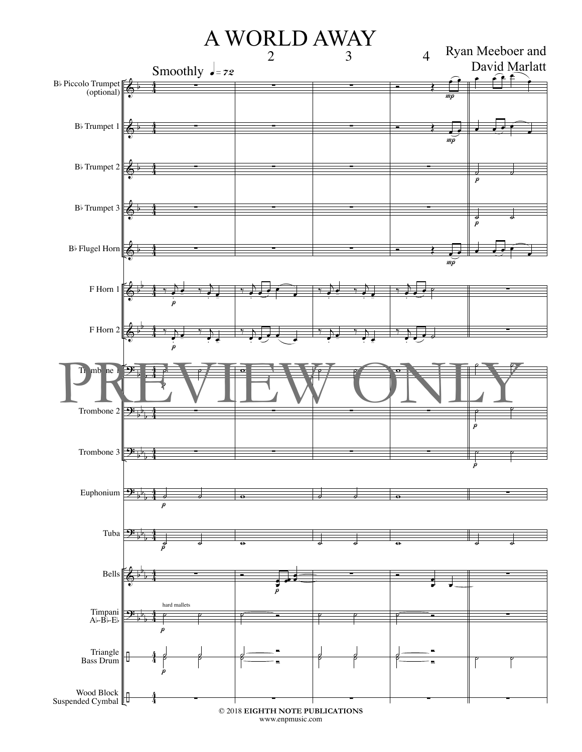# A WORLD AWAY

Ryan Meeboer and David Marlatt

Smoothly ♩= 72

B♭ Piccolo Trumpet (optional)

B♭ Trumpet 1

B♭ Trumpet 2

B♭ Trumpet 3

B♭ Flugel Horn

F Horn 1

F Horn 2

Trombone 1

Trombone 2

Trombone 3

Euphonium

Tuba

Bells

Timpani A♭-B♭-E♭

hard mallets

Triangle Bass Drum

Wood Block Suspended Cymbal

PREVIEW ONLY

© 2018 EIGHTH NOTE PUBLICATIONS
www.enpmusic.com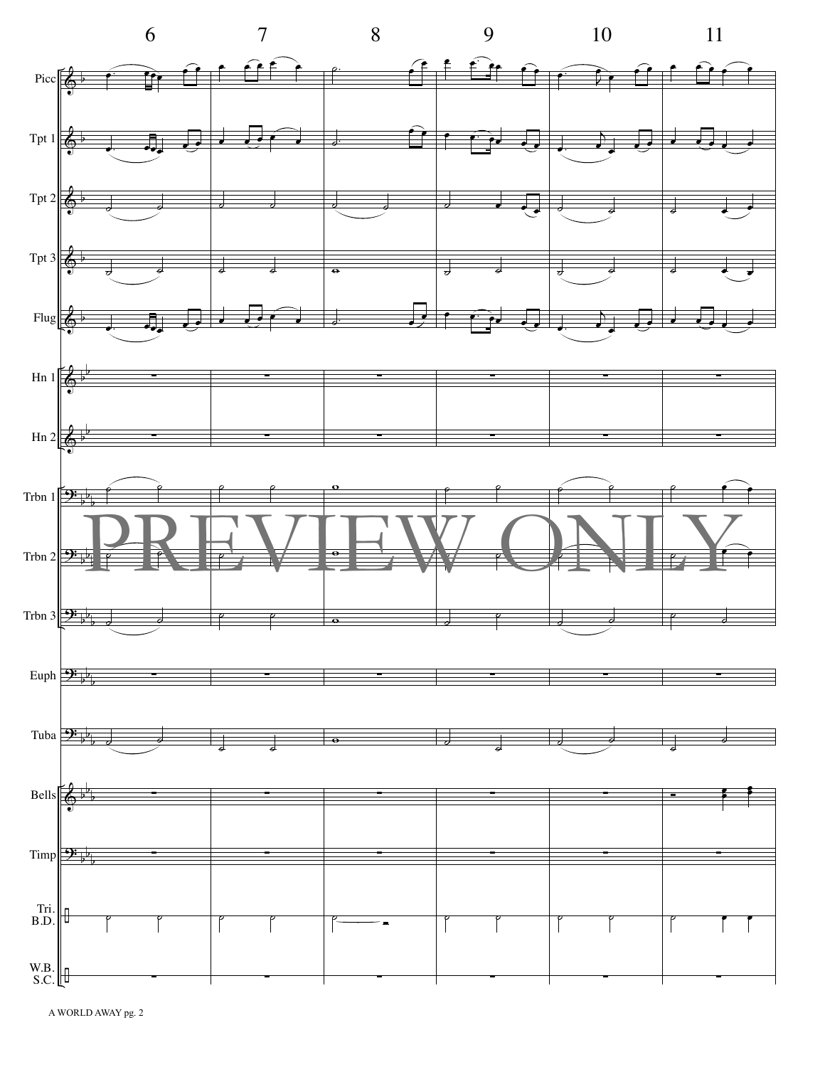6 7 8 9 10 11

Picc

Tpt 1

Tpt 2

Tpt 3

Flug

Hn 1

Hn 2

Trbn 1

Trbn 2

Trbn 3

Euph

Tuba

Bells

Timp

Tri.
B.D.

W.B.
S.C.

PREVIEW ONLY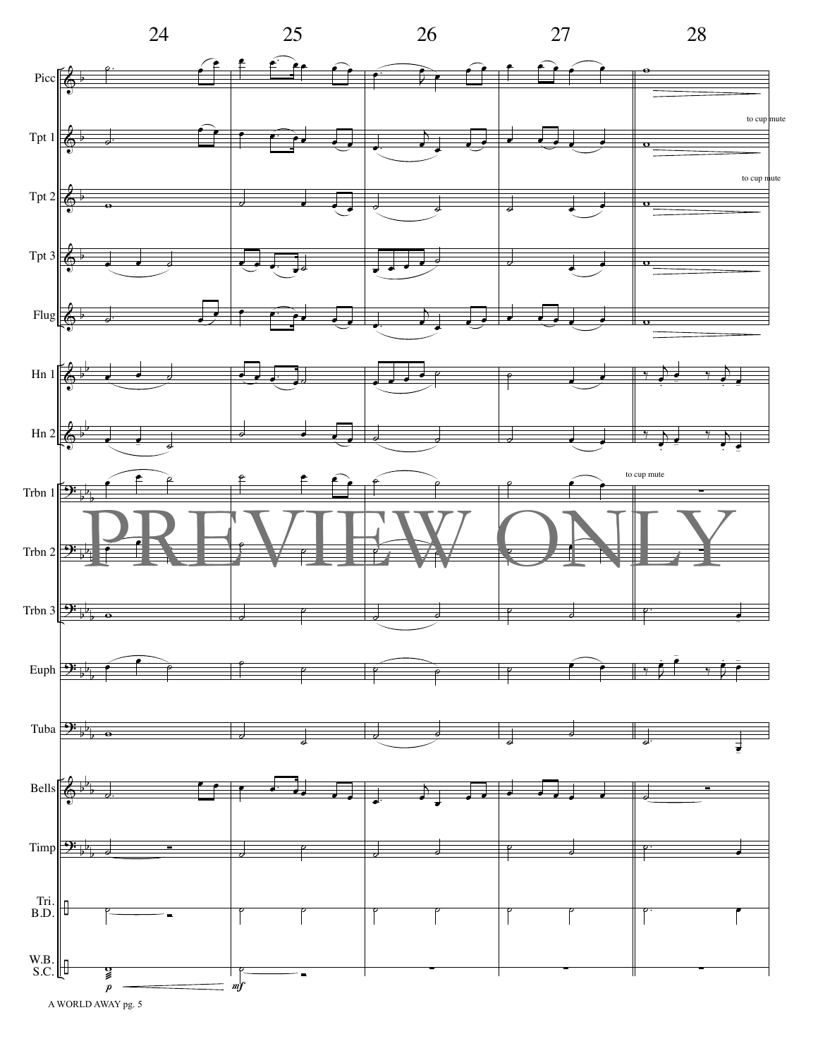24 25 26 27 28

Picc

Tpt 1

to cup mute

Tpt 2

to cup mute

Tpt 3

Flug

Hn 1

Hn 2

Trbn 1

to cup mute

Trbn 2

Trbn 3

Euph

Tuba

Bells

Timp

Tri.
B.D.

W.B.
S.C.

*p* *mf*

PREVIEW ONLY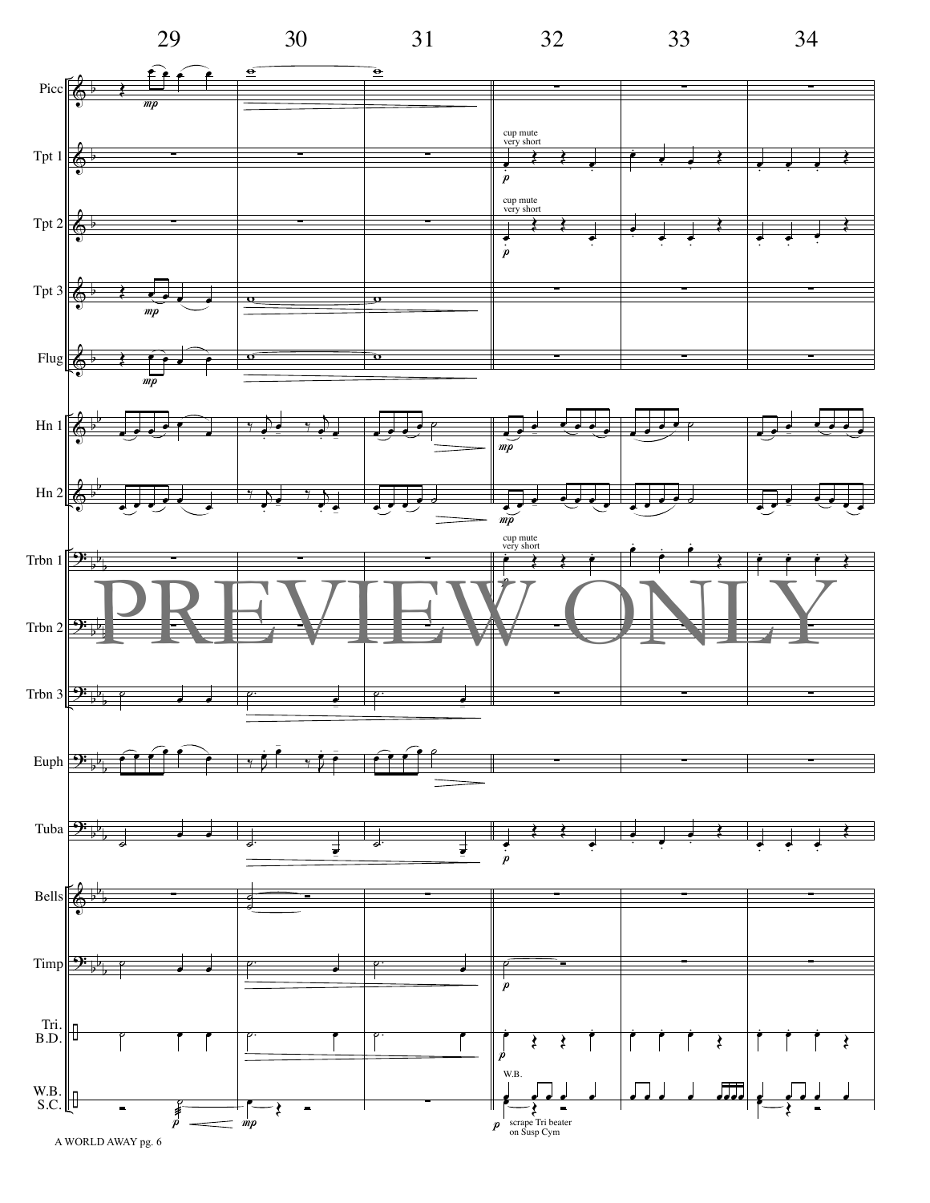29 30 31 32 33 34

Picc

Tpt 1

Tpt 2

Tpt 3

Flug

Hn 1

Hn 2

Trbn 1

Trbn 2

Trbn 3

Euph

Tuba

Bells

Timp

Tri.
B.D.

W.B.
S.C.

*mp*

cup mute
very short

*p*

cup mute
very short

*p*

*mp*

*mp*

*mp*

*mp*

cup mute
very short

*p*

*p*

*p*

*p*

*mp*

W.B.

*p*

*p*

scrape Tri beater
on Susp Cym

PREVIEW ONLY

A WORLD AWAY pg. 6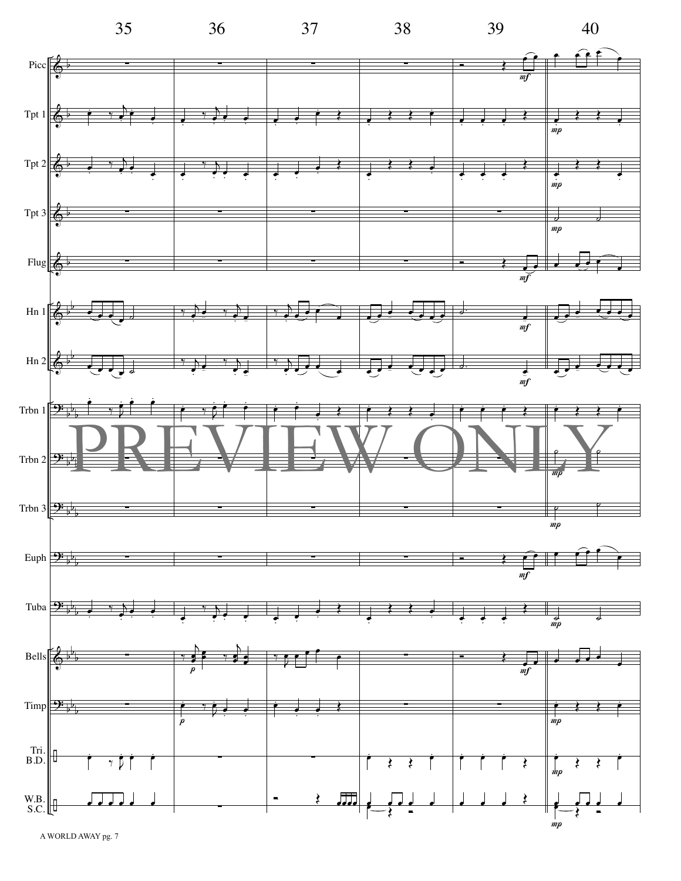35 36 37 38 39 40

Picc

Tpt 1

Tpt 2

Tpt 3

Flug

Hn 1

Hn 2

Trbn 1

Trbn 2

Trbn 3

Euph

Tuba

Bells

Timp

Tri.
B.D.

W.B.
S.C.

PREVIEW ONLY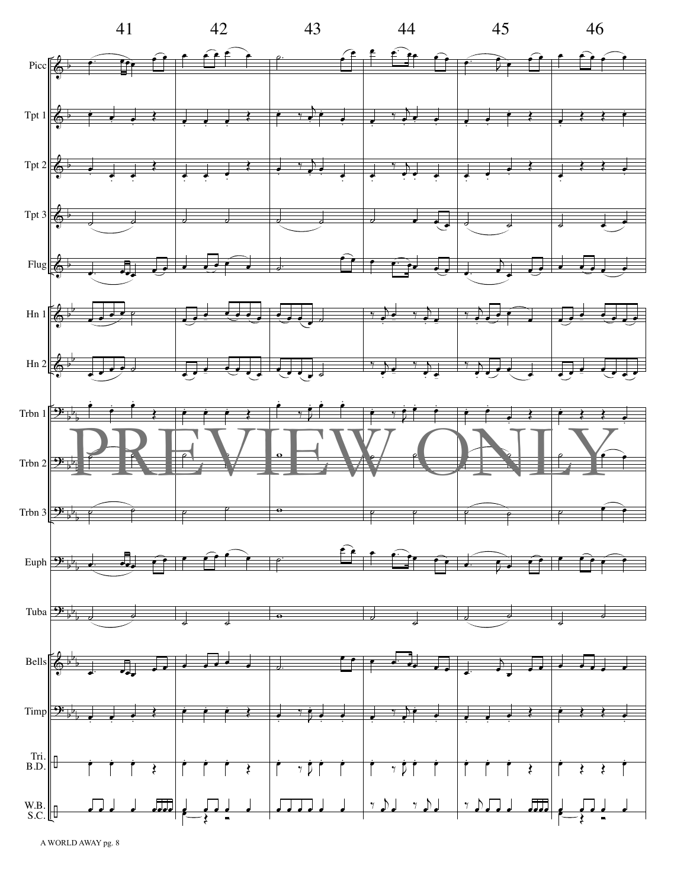41 42 43 44 45 46

Picc

Tpt 1

Tpt 2

Tpt 3

Flug

Hn 1

Hn 2

Trbn 1

Trbn 2

Trbn 3

Euph

Tuba

Bells

Timp

Tri.
B.D.

W.B.
S.C.

PREVIEW ONLY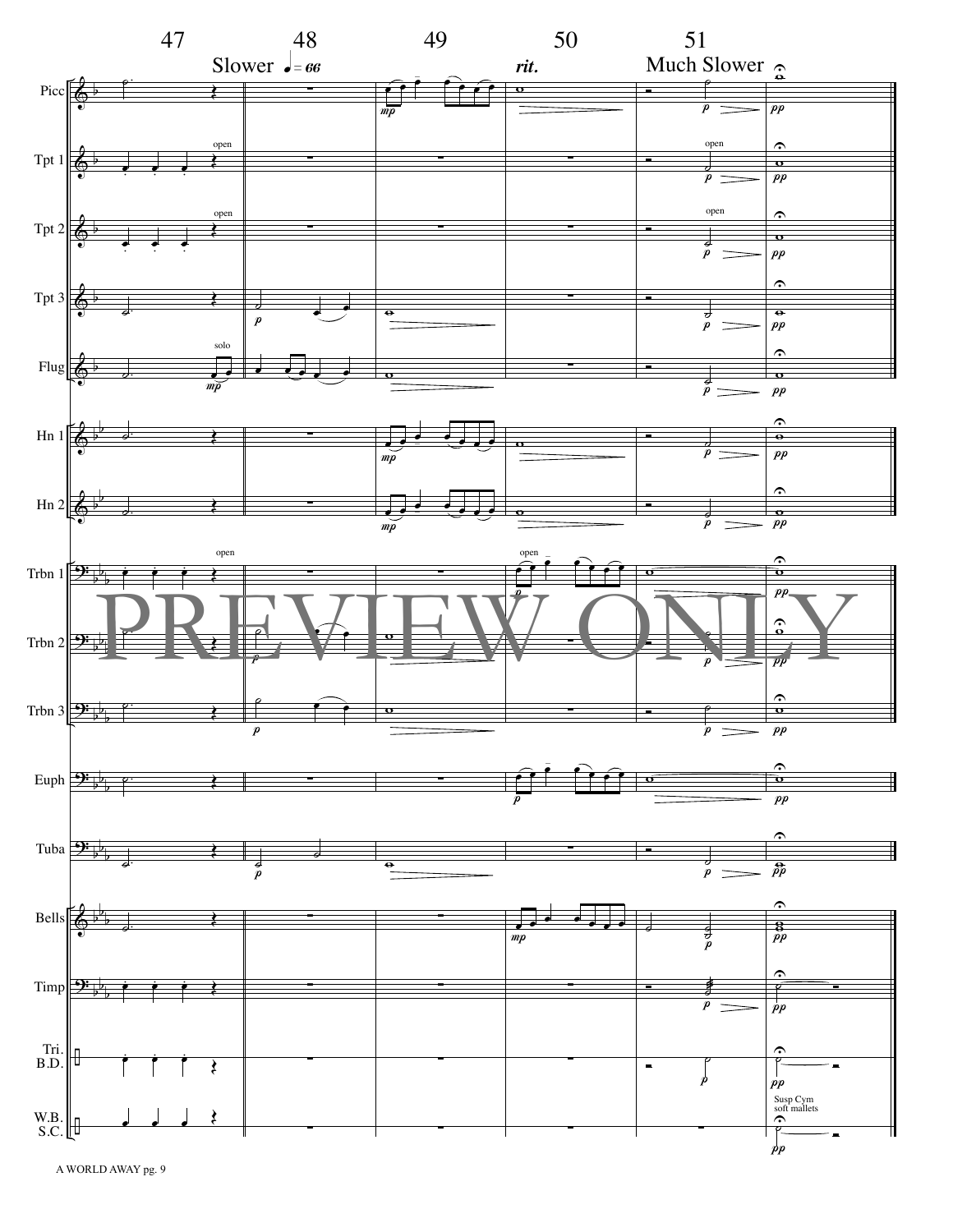47 48 49 50 51

Slower ♩= 66 *rit.* Much Slower

Picc

Tpt 1

Tpt 2

Tpt 3

Flug

Hn 1

Hn 2

Trbn 1

Trbn 2

Trbn 3

Euph

Tuba

Bells

Timp

Tri. B.D.

W.B. S.C.

PREVIEW ONLY